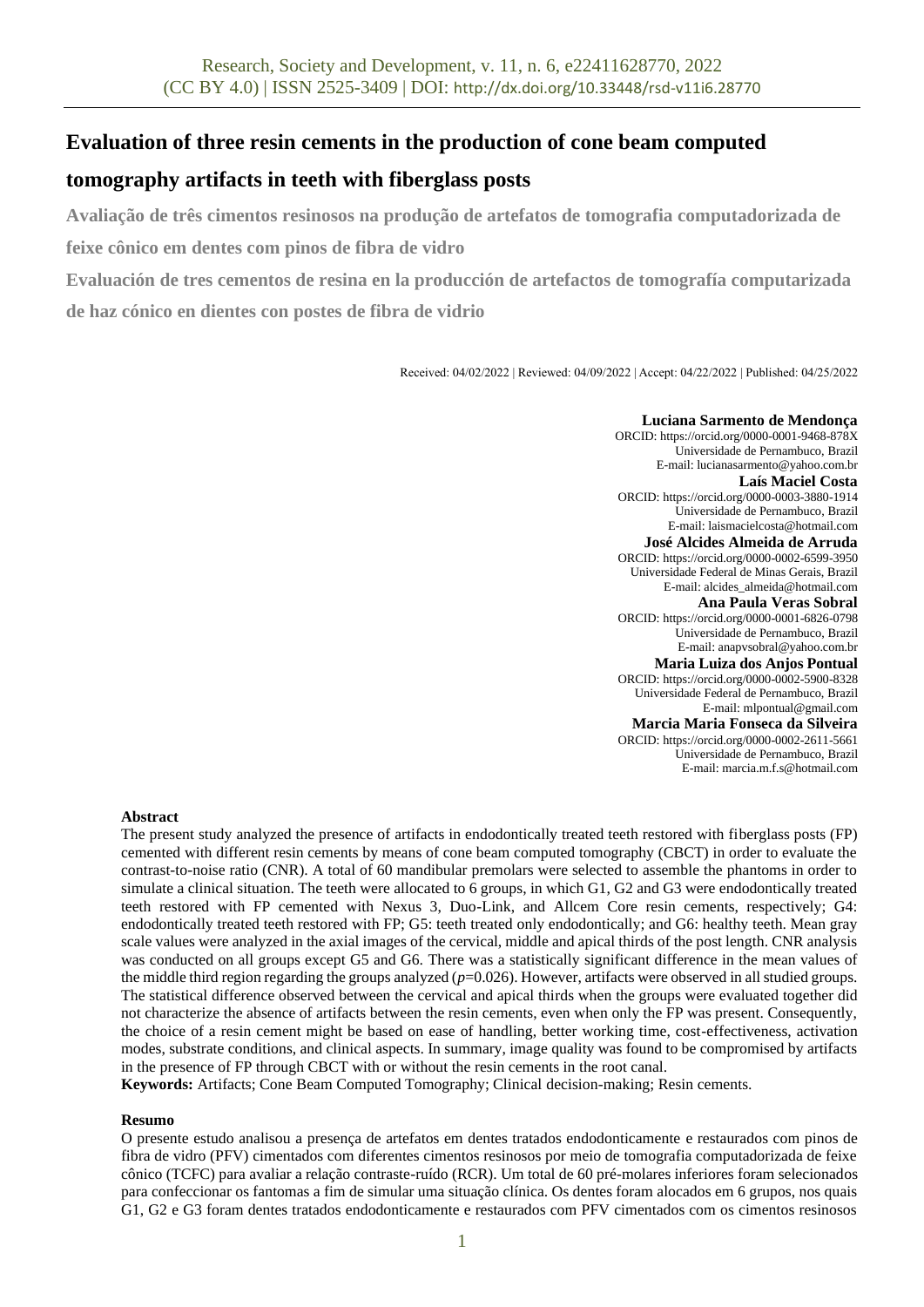# Evaluation of three resin cements in the production of cone beam computed tomography artifacts in teeth with fiberglass posts

**Avaliação de três cimentos resinosos na produção de artefatos de tomografia computadorizada de feixe cônico em dentes com pinos de fibra de vidro**

**Evaluación de tres cementos de resina en la producción de artefactos de tomografía computarizada de haz cónico en dientes con postes de fibra de vidrio**

Received: 04/02/2022 | Reviewed: 04/09/2022 | Accept: 04/22/2022 | Published: 04/25/2022

**Luciana Sarmento de Mendonça**
ORCID: https://orcid.org/0000-0001-9468-878X
Universidade de Pernambuco, Brazil
E-mail: lucianasarmento@yahoo.com.br

**Laís Maciel Costa**
ORCID: https://orcid.org/0000-0003-3880-1914
Universidade de Pernambuco, Brazil
E-mail: laismacielcosta@hotmail.com

**José Alcides Almeida de Arruda**
ORCID: https://orcid.org/0000-0002-6599-3950
Universidade Federal de Minas Gerais, Brazil
E-mail: alcides_almeida@hotmail.com

**Ana Paula Veras Sobral**
ORCID: https://orcid.org/0000-0001-6826-0798
Universidade de Pernambuco, Brazil
E-mail: anapvsobral@yahoo.com.br

**Maria Luiza dos Anjos Pontual**
ORCID: https://orcid.org/0000-0002-5900-8328
Universidade Federal de Pernambuco, Brazil
E-mail: mlpontual@gmail.com

**Marcia Maria Fonseca da Silveira**
ORCID: https://orcid.org/0000-0002-2611-5661
Universidade de Pernambuco, Brazil
E-mail: marcia.m.f.s@hotmail.com

## Abstract

The present study analyzed the presence of artifacts in endodontically treated teeth restored with fiberglass posts (FP) cemented with different resin cements by means of cone beam computed tomography (CBCT) in order to evaluate the contrast-to-noise ratio (CNR). A total of 60 mandibular premolars were selected to assemble the phantoms in order to simulate a clinical situation. The teeth were allocated to 6 groups, in which G1, G2 and G3 were endodontically treated teeth restored with FP cemented with Nexus 3, Duo-Link, and Allcem Core resin cements, respectively; G4: endodontically treated teeth restored with FP; G5: teeth treated only endodontically; and G6: healthy teeth. Mean gray scale values were analyzed in the axial images of the cervical, middle and apical thirds of the post length. CNR analysis was conducted on all groups except G5 and G6. There was a statistically significant difference in the mean values of the middle third region regarding the groups analyzed ($p$=0.026). However, artifacts were observed in all studied groups. The statistical difference observed between the cervical and apical thirds when the groups were evaluated together did not characterize the absence of artifacts between the resin cements, even when only the FP was present. Consequently, the choice of a resin cement might be based on ease of handling, better working time, cost-effectiveness, activation modes, substrate conditions, and clinical aspects. In summary, image quality was found to be compromised by artifacts in the presence of FP through CBCT with or without the resin cements in the root canal.

**Keywords:** Artifacts; Cone Beam Computed Tomography; Clinical decision-making; Resin cements.

## Resumo

O presente estudo analisou a presença de artefatos em dentes tratados endodonticamente e restaurados com pinos de fibra de vidro (PFV) cimentados com diferentes cimentos resinosos por meio de tomografia computadorizada de feixe cônico (TCFC) para avaliar a relação contraste-ruído (RCR). Um total de 60 pré-molares inferiores foram selecionados para confeccionar os fantomas a fim de simular uma situação clínica. Os dentes foram alocados em 6 grupos, nos quais G1, G2 e G3 foram dentes tratados endodonticamente e restaurados com PFV cimentados com os cimentos resinosos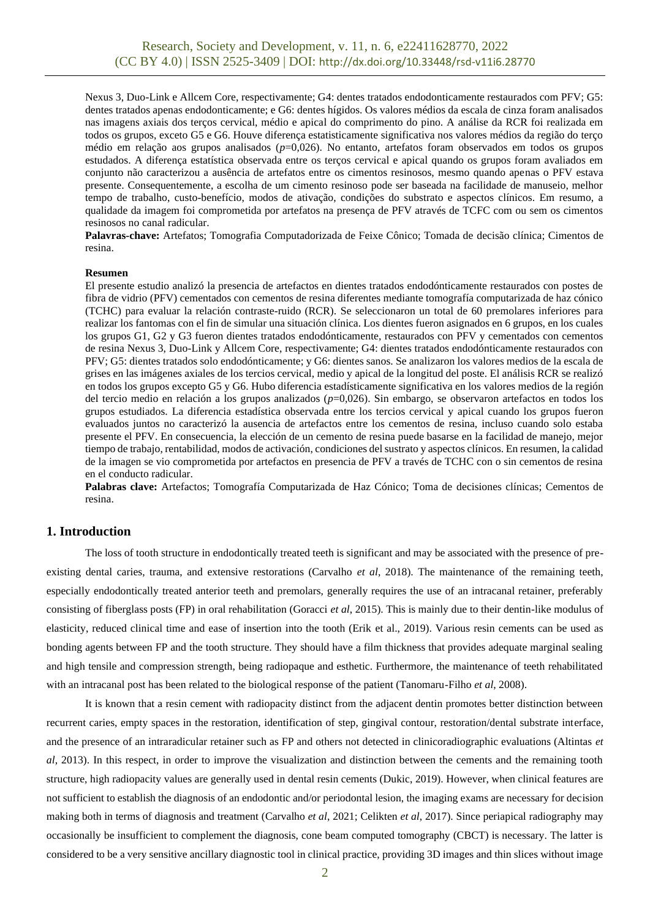Nexus 3, Duo-Link e Allcem Core, respectivamente; G4: dentes tratados endodonticamente restaurados com PFV; G5: dentes tratados apenas endodonticamente; e G6: dentes hígidos. Os valores médios da escala de cinza foram analisados nas imagens axiais dos terços cervical, médio e apical do comprimento do pino. A análise da RCR foi realizada em todos os grupos, exceto G5 e G6. Houve diferença estatisticamente significativa nos valores médios da região do terço médio em relação aos grupos analisados ($p$=0,026). No entanto, artefatos foram observados em todos os grupos estudados. A diferença estatística observada entre os terços cervical e apical quando os grupos foram avaliados em conjunto não caracterizou a ausência de artefatos entre os cimentos resinosos, mesmo quando apenas o PFV estava presente. Consequentemente, a escolha de um cimento resinoso pode ser baseada na facilidade de manuseio, melhor tempo de trabalho, custo-benefício, modos de ativação, condições do substrato e aspectos clínicos. Em resumo, a qualidade da imagem foi comprometida por artefatos na presença de PFV através de TCFC com ou sem os cimentos resinosos no canal radicular.

**Palavras-chave:** Artefatos; Tomografia Computadorizada de Feixe Cônico; Tomada de decisão clínica; Cimentos de resina.

**Resumen**

El presente estudio analizó la presencia de artefactos en dientes tratados endodónticamente restaurados con postes de fibra de vidrio (PFV) cementados con cementos de resina diferentes mediante tomografía computarizada de haz cónico (TCHC) para evaluar la relación contraste-ruido (RCR). Se seleccionaron un total de 60 premolares inferiores para realizar los fantomas con el fin de simular una situación clínica. Los dientes fueron asignados en 6 grupos, en los cuales los grupos G1, G2 y G3 fueron dientes tratados endodónticamente, restaurados con PFV y cementados con cementos de resina Nexus 3, Duo-Link y Allcem Core, respectivamente; G4: dientes tratados endodónticamente restaurados con PFV; G5: dientes tratados solo endodónticamente; y G6: dientes sanos. Se analizaron los valores medios de la escala de grises en las imágenes axiales de los tercios cervical, medio y apical de la longitud del poste. El análisis RCR se realizó en todos los grupos excepto G5 y G6. Hubo diferencia estadísticamente significativa en los valores medios de la región del tercio medio en relación a los grupos analizados ($p$=0,026). Sin embargo, se observaron artefactos en todos los grupos estudiados. La diferencia estadística observada entre los tercios cervical y apical cuando los grupos fueron evaluados juntos no caracterizó la ausencia de artefactos entre los cementos de resina, incluso cuando solo estaba presente el PFV. En consecuencia, la elección de un cemento de resina puede basarse en la facilidad de manejo, mejor tiempo de trabajo, rentabilidad, modos de activación, condiciones del sustrato y aspectos clínicos. En resumen, la calidad de la imagen se vio comprometida por artefactos en presencia de PFV a través de TCHC con o sin cementos de resina en el conducto radicular.

**Palabras clave:** Artefactos; Tomografía Computarizada de Haz Cónico; Toma de decisiones clínicas; Cementos de resina.

## 1. Introduction

The loss of tooth structure in endodontically treated teeth is significant and may be associated with the presence of pre-existing dental caries, trauma, and extensive restorations (Carvalho *et al*, 2018). The maintenance of the remaining teeth, especially endodontically treated anterior teeth and premolars, generally requires the use of an intracanal retainer, preferably consisting of fiberglass posts (FP) in oral rehabilitation (Goracci *et al*, 2015). This is mainly due to their dentin-like modulus of elasticity, reduced clinical time and ease of insertion into the tooth (Erik et al., 2019). Various resin cements can be used as bonding agents between FP and the tooth structure. They should have a film thickness that provides adequate marginal sealing and high tensile and compression strength, being radiopaque and esthetic. Furthermore, the maintenance of teeth rehabilitated with an intracanal post has been related to the biological response of the patient (Tanomaru-Filho *et al*, 2008).

It is known that a resin cement with radiopacity distinct from the adjacent dentin promotes better distinction between recurrent caries, empty spaces in the restoration, identification of step, gingival contour, restoration/dental substrate interface, and the presence of an intraradicular retainer such as FP and others not detected in clinicoradiographic evaluations (Altintas *et al*, 2013). In this respect, in order to improve the visualization and distinction between the cements and the remaining tooth structure, high radiopacity values are generally used in dental resin cements (Dukic, 2019). However, when clinical features are not sufficient to establish the diagnosis of an endodontic and/or periodontal lesion, the imaging exams are necessary for decision making both in terms of diagnosis and treatment (Carvalho *et al*, 2021; Celikten *et al*, 2017). Since periapical radiography may occasionally be insufficient to complement the diagnosis, cone beam computed tomography (CBCT) is necessary. The latter is considered to be a very sensitive ancillary diagnostic tool in clinical practice, providing 3D images and thin slices without image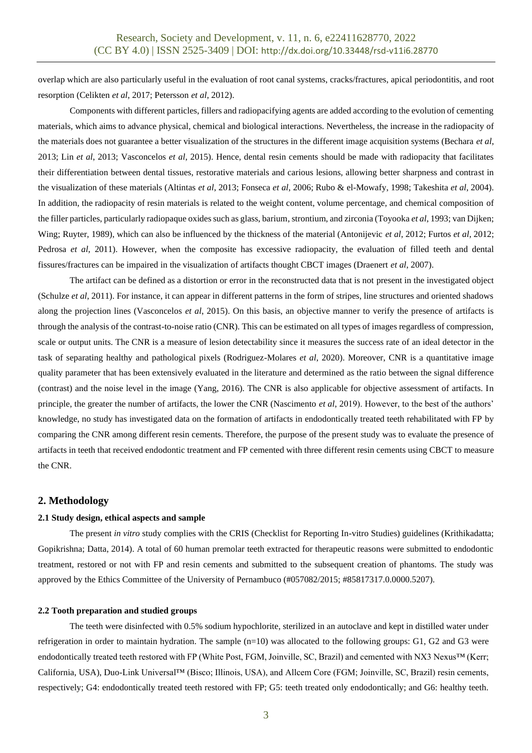overlap which are also particularly useful in the evaluation of root canal systems, cracks/fractures, apical periodontitis, and root resorption (Celikten *et al*, 2017; Petersson *et al*, 2012).

Components with different particles, fillers and radiopacifying agents are added according to the evolution of cementing materials, which aims to advance physical, chemical and biological interactions. Nevertheless, the increase in the radiopacity of the materials does not guarantee a better visualization of the structures in the different image acquisition systems (Bechara *et al*, 2013; Lin *et al*, 2013; Vasconcelos *et al*, 2015). Hence, dental resin cements should be made with radiopacity that facilitates their differentiation between dental tissues, restorative materials and carious lesions, allowing better sharpness and contrast in the visualization of these materials (Altintas *et al*, 2013; Fonseca *et al*, 2006; Rubo & el-Mowafy, 1998; Takeshita *et al*, 2004). In addition, the radiopacity of resin materials is related to the weight content, volume percentage, and chemical composition of the filler particles, particularly radiopaque oxides such as glass, barium, strontium, and zirconia (Toyooka *et al*, 1993; van Dijken; Wing; Ruyter, 1989), which can also be influenced by the thickness of the material (Antonijevic *et al*, 2012; Furtos *et al*, 2012; Pedrosa *et al*, 2011). However, when the composite has excessive radiopacity, the evaluation of filled teeth and dental fissures/fractures can be impaired in the visualization of artifacts thought CBCT images (Draenert *et al*, 2007).

The artifact can be defined as a distortion or error in the reconstructed data that is not present in the investigated object (Schulze *et al*, 2011). For instance, it can appear in different patterns in the form of stripes, line structures and oriented shadows along the projection lines (Vasconcelos *et al*, 2015). On this basis, an objective manner to verify the presence of artifacts is through the analysis of the contrast-to-noise ratio (CNR). This can be estimated on all types of images regardless of compression, scale or output units. The CNR is a measure of lesion detectability since it measures the success rate of an ideal detector in the task of separating healthy and pathological pixels (Rodriguez-Molares *et al*, 2020). Moreover, CNR is a quantitative image quality parameter that has been extensively evaluated in the literature and determined as the ratio between the signal difference (contrast) and the noise level in the image (Yang, 2016). The CNR is also applicable for objective assessment of artifacts. In principle, the greater the number of artifacts, the lower the CNR (Nascimento *et al*, 2019). However, to the best of the authors' knowledge, no study has investigated data on the formation of artifacts in endodontically treated teeth rehabilitated with FP by comparing the CNR among different resin cements. Therefore, the purpose of the present study was to evaluate the presence of artifacts in teeth that received endodontic treatment and FP cemented with three different resin cements using CBCT to measure the CNR.

## 2. Methodology

### 2.1 Study design, ethical aspects and sample

The present *in vitro* study complies with the CRIS (Checklist for Reporting In-vitro Studies) guidelines (Krithikadatta; Gopikrishna; Datta, 2014). A total of 60 human premolar teeth extracted for therapeutic reasons were submitted to endodontic treatment, restored or not with FP and resin cements and submitted to the subsequent creation of phantoms. The study was approved by the Ethics Committee of the University of Pernambuco (#057082/2015; #85817317.0.0000.5207).

### 2.2 Tooth preparation and studied groups

The teeth were disinfected with 0.5% sodium hypochlorite, sterilized in an autoclave and kept in distilled water under refrigeration in order to maintain hydration. The sample (n=10) was allocated to the following groups: G1, G2 and G3 were endodontically treated teeth restored with FP (White Post, FGM, Joinville, SC, Brazil) and cemented with NX3 Nexus™ (Kerr; California, USA), Duo-Link Universal™ (Bisco; Illinois, USA), and Allcem Core (FGM; Joinville, SC, Brazil) resin cements, respectively; G4: endodontically treated teeth restored with FP; G5: teeth treated only endodontically; and G6: healthy teeth.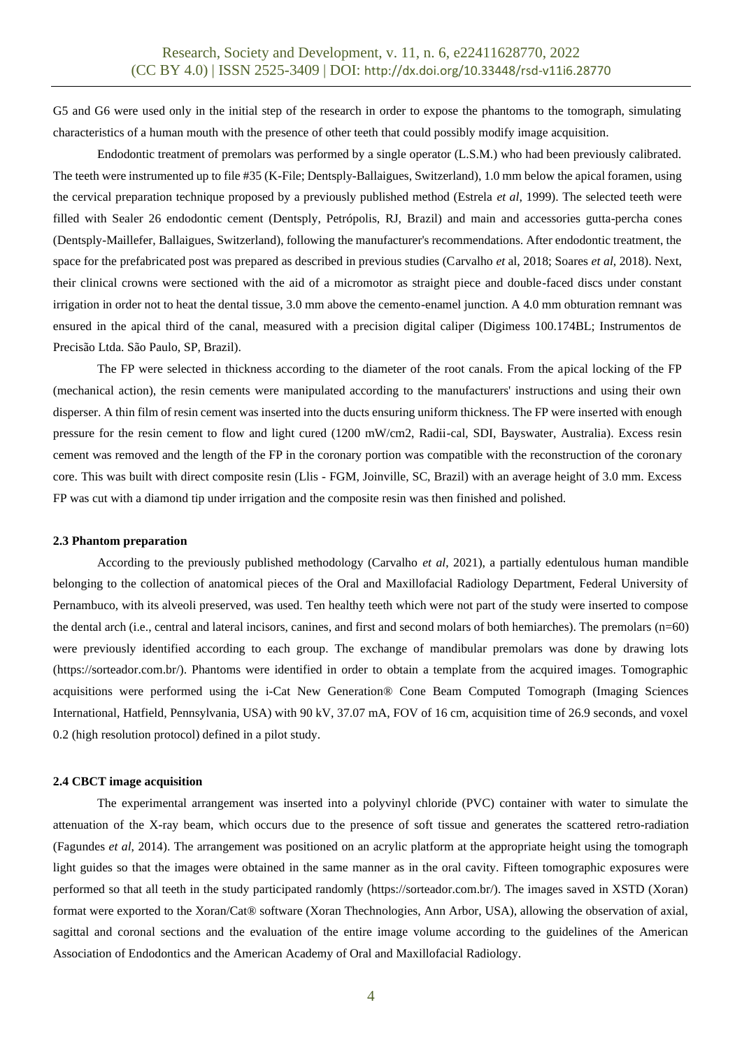G5 and G6 were used only in the initial step of the research in order to expose the phantoms to the tomograph, simulating characteristics of a human mouth with the presence of other teeth that could possibly modify image acquisition.

Endodontic treatment of premolars was performed by a single operator (L.S.M.) who had been previously calibrated. The teeth were instrumented up to file #35 (K-File; Dentsply-Ballaigues, Switzerland), 1.0 mm below the apical foramen, using the cervical preparation technique proposed by a previously published method (Estrela *et al*, 1999). The selected teeth were filled with Sealer 26 endodontic cement (Dentsply, Petrópolis, RJ, Brazil) and main and accessories gutta-percha cones (Dentsply-Maillefer, Ballaigues, Switzerland), following the manufacturer's recommendations. After endodontic treatment, the space for the prefabricated post was prepared as described in previous studies (Carvalho *et* al, 2018; Soares *et al*, 2018). Next, their clinical crowns were sectioned with the aid of a micromotor as straight piece and double-faced discs under constant irrigation in order not to heat the dental tissue, 3.0 mm above the cemento-enamel junction. A 4.0 mm obturation remnant was ensured in the apical third of the canal, measured with a precision digital caliper (Digimess 100.174BL; Instrumentos de Precisão Ltda. São Paulo, SP, Brazil).

The FP were selected in thickness according to the diameter of the root canals. From the apical locking of the FP (mechanical action), the resin cements were manipulated according to the manufacturers' instructions and using their own disperser. A thin film of resin cement was inserted into the ducts ensuring uniform thickness. The FP were inserted with enough pressure for the resin cement to flow and light cured (1200 mW/cm2, Radii-cal, SDI, Bayswater, Australia). Excess resin cement was removed and the length of the FP in the coronary portion was compatible with the reconstruction of the coronary core. This was built with direct composite resin (Llis - FGM, Joinville, SC, Brazil) with an average height of 3.0 mm. Excess FP was cut with a diamond tip under irrigation and the composite resin was then finished and polished.

### 2.3 Phantom preparation

According to the previously published methodology (Carvalho *et al*, 2021), a partially edentulous human mandible belonging to the collection of anatomical pieces of the Oral and Maxillofacial Radiology Department, Federal University of Pernambuco, with its alveoli preserved, was used. Ten healthy teeth which were not part of the study were inserted to compose the dental arch (i.e., central and lateral incisors, canines, and first and second molars of both hemiarches). The premolars (n=60) were previously identified according to each group. The exchange of mandibular premolars was done by drawing lots (https://sorteador.com.br/). Phantoms were identified in order to obtain a template from the acquired images. Tomographic acquisitions were performed using the i-Cat New Generation® Cone Beam Computed Tomograph (Imaging Sciences International, Hatfield, Pennsylvania, USA) with 90 kV, 37.07 mA, FOV of 16 cm, acquisition time of 26.9 seconds, and voxel 0.2 (high resolution protocol) defined in a pilot study.

### 2.4 CBCT image acquisition

The experimental arrangement was inserted into a polyvinyl chloride (PVC) container with water to simulate the attenuation of the X-ray beam, which occurs due to the presence of soft tissue and generates the scattered retro-radiation (Fagundes *et al*, 2014). The arrangement was positioned on an acrylic platform at the appropriate height using the tomograph light guides so that the images were obtained in the same manner as in the oral cavity. Fifteen tomographic exposures were performed so that all teeth in the study participated randomly (https://sorteador.com.br/). The images saved in XSTD (Xoran) format were exported to the Xoran/Cat® software (Xoran Thechnologies, Ann Arbor, USA), allowing the observation of axial, sagittal and coronal sections and the evaluation of the entire image volume according to the guidelines of the American Association of Endodontics and the American Academy of Oral and Maxillofacial Radiology.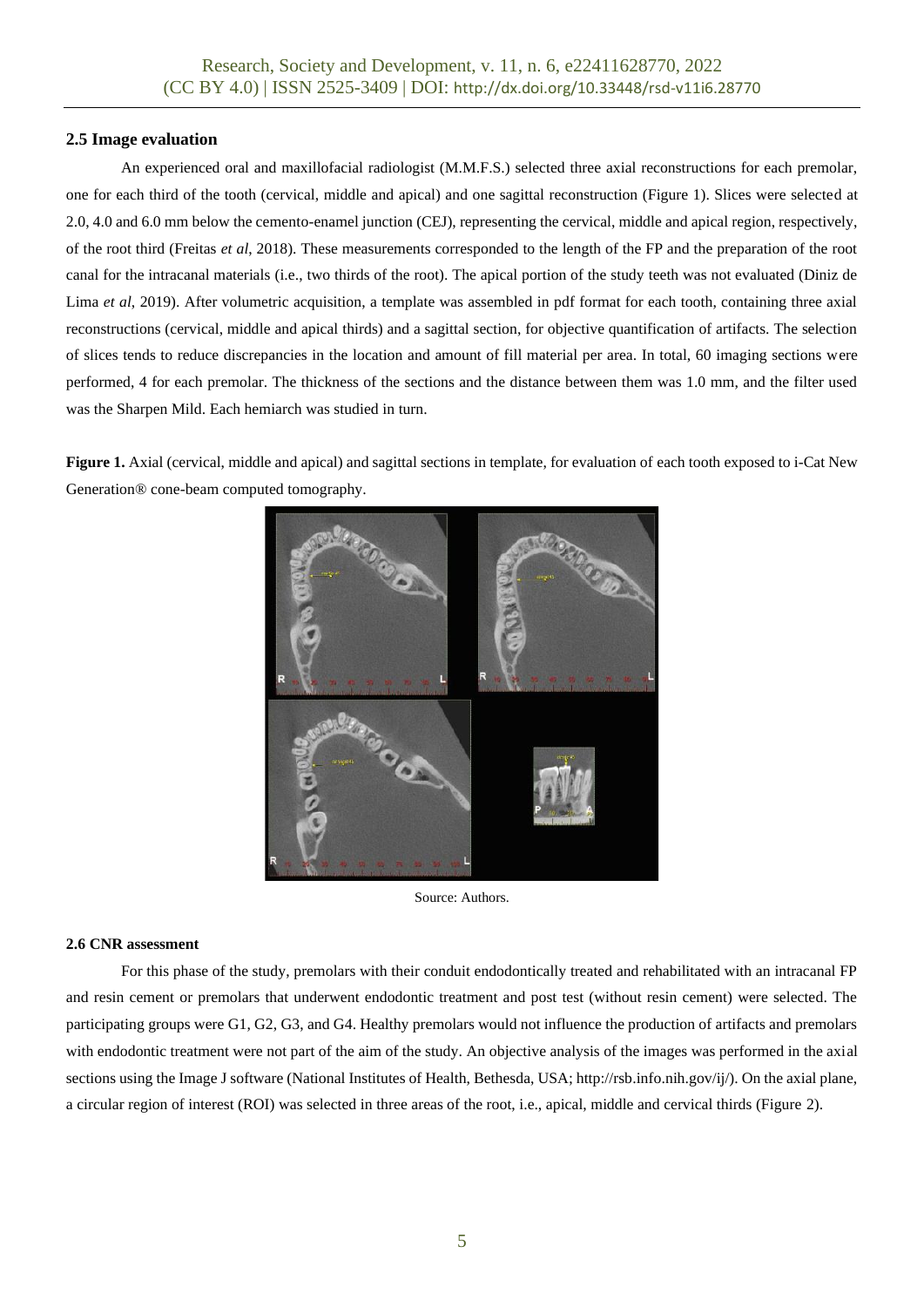### 2.5 Image evaluation

An experienced oral and maxillofacial radiologist (M.M.F.S.) selected three axial reconstructions for each premolar, one for each third of the tooth (cervical, middle and apical) and one sagittal reconstruction (Figure 1). Slices were selected at 2.0, 4.0 and 6.0 mm below the cemento-enamel junction (CEJ), representing the cervical, middle and apical region, respectively, of the root third (Freitas *et al*, 2018). These measurements corresponded to the length of the FP and the preparation of the root canal for the intracanal materials (i.e., two thirds of the root). The apical portion of the study teeth was not evaluated (Diniz de Lima *et al*, 2019). After volumetric acquisition, a template was assembled in pdf format for each tooth, containing three axial reconstructions (cervical, middle and apical thirds) and a sagittal section, for objective quantification of artifacts. The selection of slices tends to reduce discrepancies in the location and amount of fill material per area. In total, 60 imaging sections were performed, 4 for each premolar. The thickness of the sections and the distance between them was 1.0 mm, and the filter used was the Sharpen Mild. Each hemiarch was studied in turn.

**Figure 1.** Axial (cervical, middle and apical) and sagittal sections in template, for evaluation of each tooth exposed to i-Cat New Generation® cone-beam computed tomography.

Source: Authors.

### 2.6 CNR assessment

For this phase of the study, premolars with their conduit endodontically treated and rehabilitated with an intracanal FP and resin cement or premolars that underwent endodontic treatment and post test (without resin cement) were selected. The participating groups were G1, G2, G3, and G4. Healthy premolars would not influence the production of artifacts and premolars with endodontic treatment were not part of the aim of the study. An objective analysis of the images was performed in the axial sections using the Image J software (National Institutes of Health, Bethesda, USA; http://rsb.info.nih.gov/ij/). On the axial plane, a circular region of interest (ROI) was selected in three areas of the root, i.e., apical, middle and cervical thirds (Figure 2).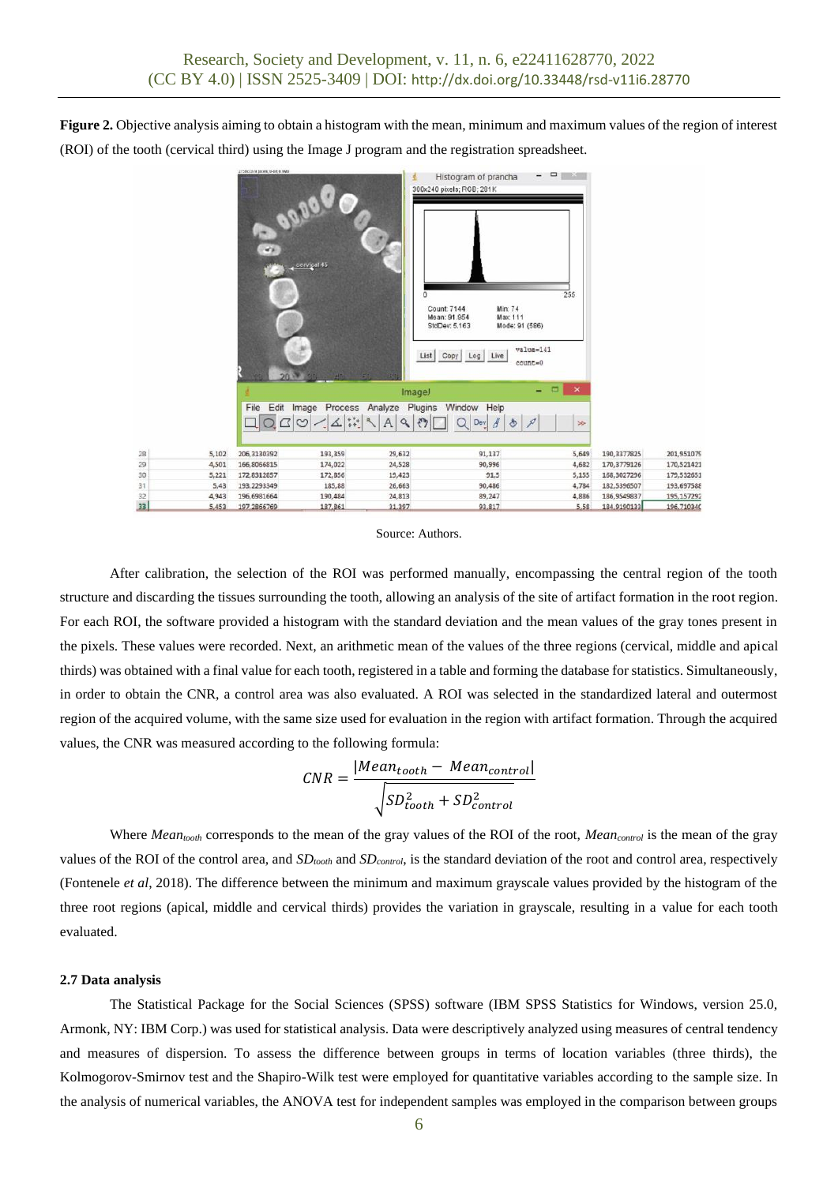**Figure 2.** Objective analysis aiming to obtain a histogram with the mean, minimum and maximum values of the region of interest (ROI) of the tooth (cervical third) using the Image J program and the registration spreadsheet.

Source: Authors.

After calibration, the selection of the ROI was performed manually, encompassing the central region of the tooth structure and discarding the tissues surrounding the tooth, allowing an analysis of the site of artifact formation in the root region. For each ROI, the software provided a histogram with the standard deviation and the mean values of the gray tones present in the pixels. These values were recorded. Next, an arithmetic mean of the values of the three regions (cervical, middle and apical thirds) was obtained with a final value for each tooth, registered in a table and forming the database for statistics. Simultaneously, in order to obtain the CNR, a control area was also evaluated. A ROI was selected in the standardized lateral and outermost region of the acquired volume, with the same size used for evaluation in the region with artifact formation. Through the acquired values, the CNR was measured according to the following formula:

$$CNR = \frac{|Mean_{tooth} - Mean_{control}|}{\sqrt{SD_{tooth}^2 + SD_{control}^2}}$$

Where $Mean_{tooth}$ corresponds to the mean of the gray values of the ROI of the root, $Mean_{control}$ is the mean of the gray values of the ROI of the control area, and $SD_{tooth}$ and $SD_{control}$, is the standard deviation of the root and control area, respectively (Fontenele *et al*, 2018). The difference between the minimum and maximum grayscale values provided by the histogram of the three root regions (apical, middle and cervical thirds) provides the variation in grayscale, resulting in a value for each tooth evaluated.

### 2.7 Data analysis

The Statistical Package for the Social Sciences (SPSS) software (IBM SPSS Statistics for Windows, version 25.0, Armonk, NY: IBM Corp.) was used for statistical analysis. Data were descriptively analyzed using measures of central tendency and measures of dispersion. To assess the difference between groups in terms of location variables (three thirds), the Kolmogorov-Smirnov test and the Shapiro-Wilk test were employed for quantitative variables according to the sample size. In the analysis of numerical variables, the ANOVA test for independent samples was employed in the comparison between groups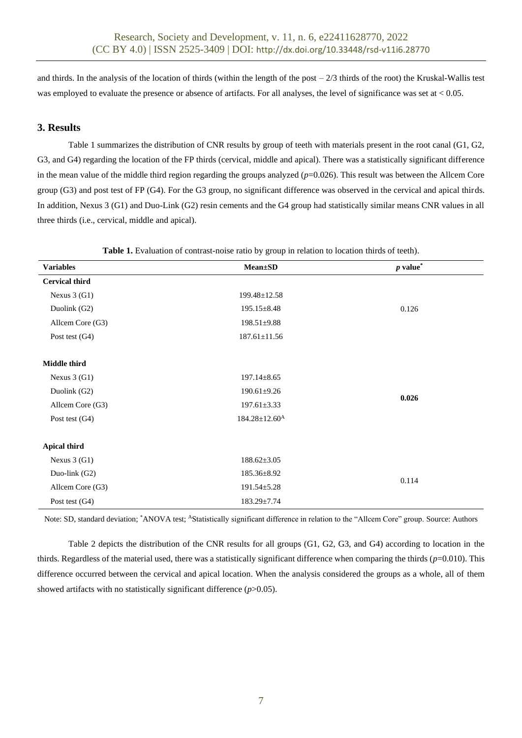and thirds. In the analysis of the location of thirds (within the length of the post – 2/3 thirds of the root) the Kruskal-Wallis test was employed to evaluate the presence or absence of artifacts. For all analyses, the level of significance was set at < 0.05.

## 3. Results

Table 1 summarizes the distribution of CNR results by group of teeth with materials present in the root canal (G1, G2, G3, and G4) regarding the location of the FP thirds (cervical, middle and apical). There was a statistically significant difference in the mean value of the middle third region regarding the groups analyzed ($p$=0.026). This result was between the Allcem Core group (G3) and post test of FP (G4). For the G3 group, no significant difference was observed in the cervical and apical thirds. In addition, Nexus 3 (G1) and Duo-Link (G2) resin cements and the G4 group had statistically similar means CNR values in all three thirds (i.e., cervical, middle and apical).

**Table 1.** Evaluation of contrast-noise ratio by group in relation to location thirds of teeth).

| Variables | Mean±SD | $p$ value* |
|---|---|---|
| **Cervical third** | | |
| Nexus 3 (G1) | 199.48±12.58 | |
| Duolink (G2) | 195.15±8.48 | 0.126 |
| Allcem Core (G3) | 198.51±9.88 | |
| Post test (G4) | 187.61±11.56 | |
| **Middle third** | | |
| Nexus 3 (G1) | 197.14±8.65 | |
| Duolink (G2) | 190.61±9.26 | **0.026** |
| Allcem Core (G3) | 197.61±3.33 | |
| Post test (G4) | 184.28±12.60[A] | |
| **Apical third** | | |
| Nexus 3 (G1) | 188.62±3.05 | |
| Duo-link (G2) | 185.36±8.92 | 0.114 |
| Allcem Core (G3) | 191.54±5.28 | |
| Post test (G4) | 183.29±7.74 | |

Note: SD, standard deviation; *ANOVA test; [A]Statistically significant difference in relation to the "Allcem Core" group. Source: Authors

Table 2 depicts the distribution of the CNR results for all groups (G1, G2, G3, and G4) according to location in the thirds. Regardless of the material used, there was a statistically significant difference when comparing the thirds ($p$=0.010). This difference occurred between the cervical and apical location. When the analysis considered the groups as a whole, all of them showed artifacts with no statistically significant difference ($p$>0.05).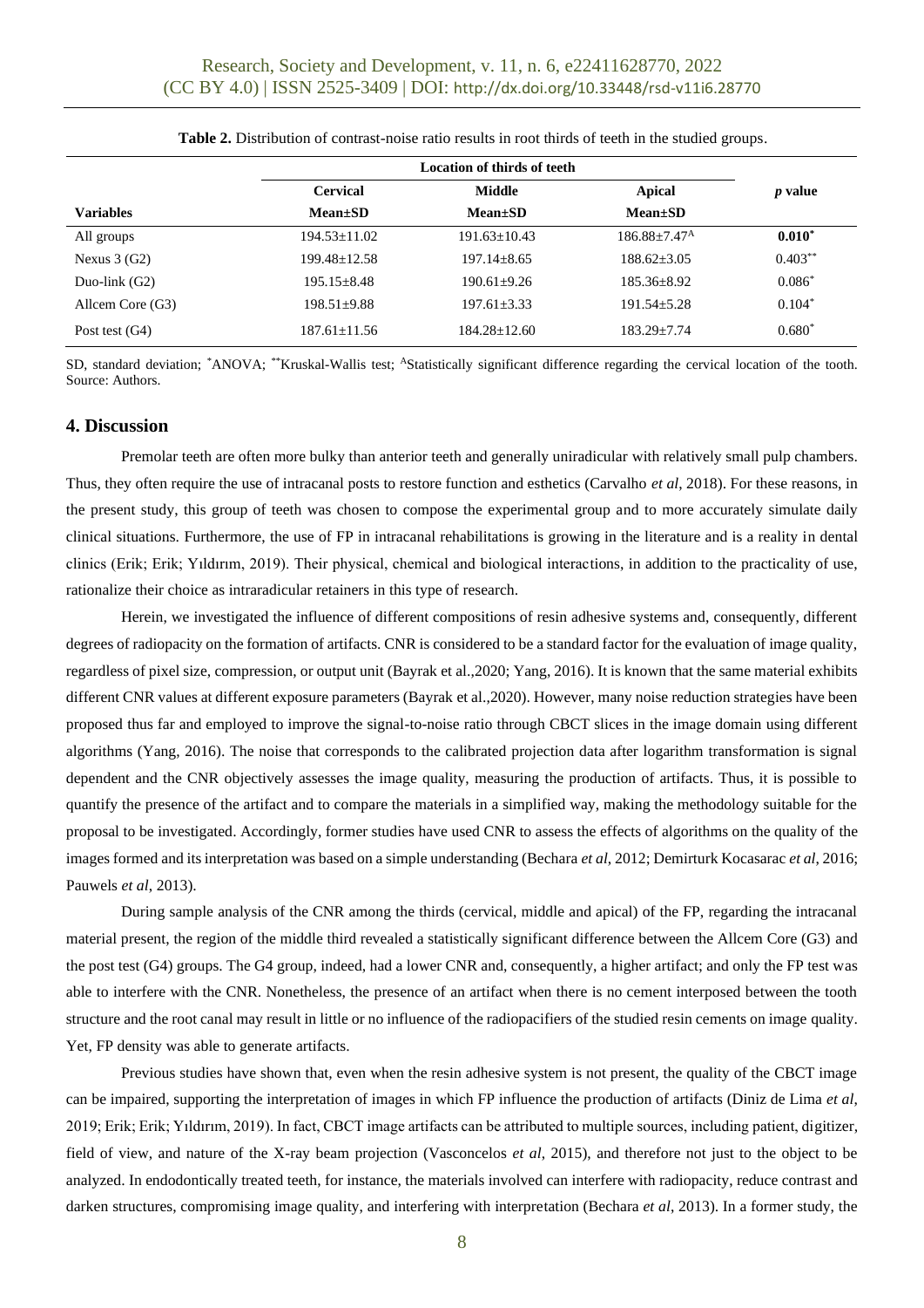**Table 2.** Distribution of contrast-noise ratio results in root thirds of teeth in the studied groups.

| | Location of thirds of teeth | | | |
|---|---|---|---|---|
| | Cervical | Middle | Apical | *p* value |
| **Variables** | **Mean±SD** | **Mean±SD** | **Mean±SD** | |
| All groups | 194.53±11.02 | 191.63±10.43 | 186.88±7.47[A] | **0.010*** |
| Nexus 3 (G2) | 199.48±12.58 | 197.14±8.65 | 188.62±3.05 | 0.403** |
| Duo-link (G2) | 195.15±8.48 | 190.61±9.26 | 185.36±8.92 | 0.086* |
| Allcem Core (G3) | 198.51±9.88 | 197.61±3.33 | 191.54±5.28 | 0.104* |
| Post test (G4) | 187.61±11.56 | 184.28±12.60 | 183.29±7.74 | 0.680* |

SD, standard deviation; *ANOVA; **Kruskal-Wallis test; [A]Statistically significant difference regarding the cervical location of the tooth. Source: Authors.

## 4. Discussion

Premolar teeth are often more bulky than anterior teeth and generally uniradicular with relatively small pulp chambers. Thus, they often require the use of intracanal posts to restore function and esthetics (Carvalho *et al*, 2018). For these reasons, in the present study, this group of teeth was chosen to compose the experimental group and to more accurately simulate daily clinical situations. Furthermore, the use of FP in intracanal rehabilitations is growing in the literature and is a reality in dental clinics (Erik; Erik; Yıldırım, 2019). Their physical, chemical and biological interactions, in addition to the practicality of use, rationalize their choice as intraradicular retainers in this type of research.

Herein, we investigated the influence of different compositions of resin adhesive systems and, consequently, different degrees of radiopacity on the formation of artifacts. CNR is considered to be a standard factor for the evaluation of image quality, regardless of pixel size, compression, or output unit (Bayrak et al.,2020; Yang, 2016). It is known that the same material exhibits different CNR values at different exposure parameters (Bayrak et al.,2020). However, many noise reduction strategies have been proposed thus far and employed to improve the signal-to-noise ratio through CBCT slices in the image domain using different algorithms (Yang, 2016). The noise that corresponds to the calibrated projection data after logarithm transformation is signal dependent and the CNR objectively assesses the image quality, measuring the production of artifacts. Thus, it is possible to quantify the presence of the artifact and to compare the materials in a simplified way, making the methodology suitable for the proposal to be investigated. Accordingly, former studies have used CNR to assess the effects of algorithms on the quality of the images formed and its interpretation was based on a simple understanding (Bechara *et al*, 2012; Demirturk Kocasarac *et al*, 2016; Pauwels *et al*, 2013).

During sample analysis of the CNR among the thirds (cervical, middle and apical) of the FP, regarding the intracanal material present, the region of the middle third revealed a statistically significant difference between the Allcem Core (G3) and the post test (G4) groups. The G4 group, indeed, had a lower CNR and, consequently, a higher artifact; and only the FP test was able to interfere with the CNR. Nonetheless, the presence of an artifact when there is no cement interposed between the tooth structure and the root canal may result in little or no influence of the radiopacifiers of the studied resin cements on image quality. Yet, FP density was able to generate artifacts.

Previous studies have shown that, even when the resin adhesive system is not present, the quality of the CBCT image can be impaired, supporting the interpretation of images in which FP influence the production of artifacts (Diniz de Lima *et al*, 2019; Erik; Erik; Yıldırım, 2019). In fact, CBCT image artifacts can be attributed to multiple sources, including patient, digitizer, field of view, and nature of the X-ray beam projection (Vasconcelos *et al*, 2015), and therefore not just to the object to be analyzed. In endodontically treated teeth, for instance, the materials involved can interfere with radiopacity, reduce contrast and darken structures, compromising image quality, and interfering with interpretation (Bechara *et al*, 2013). In a former study, the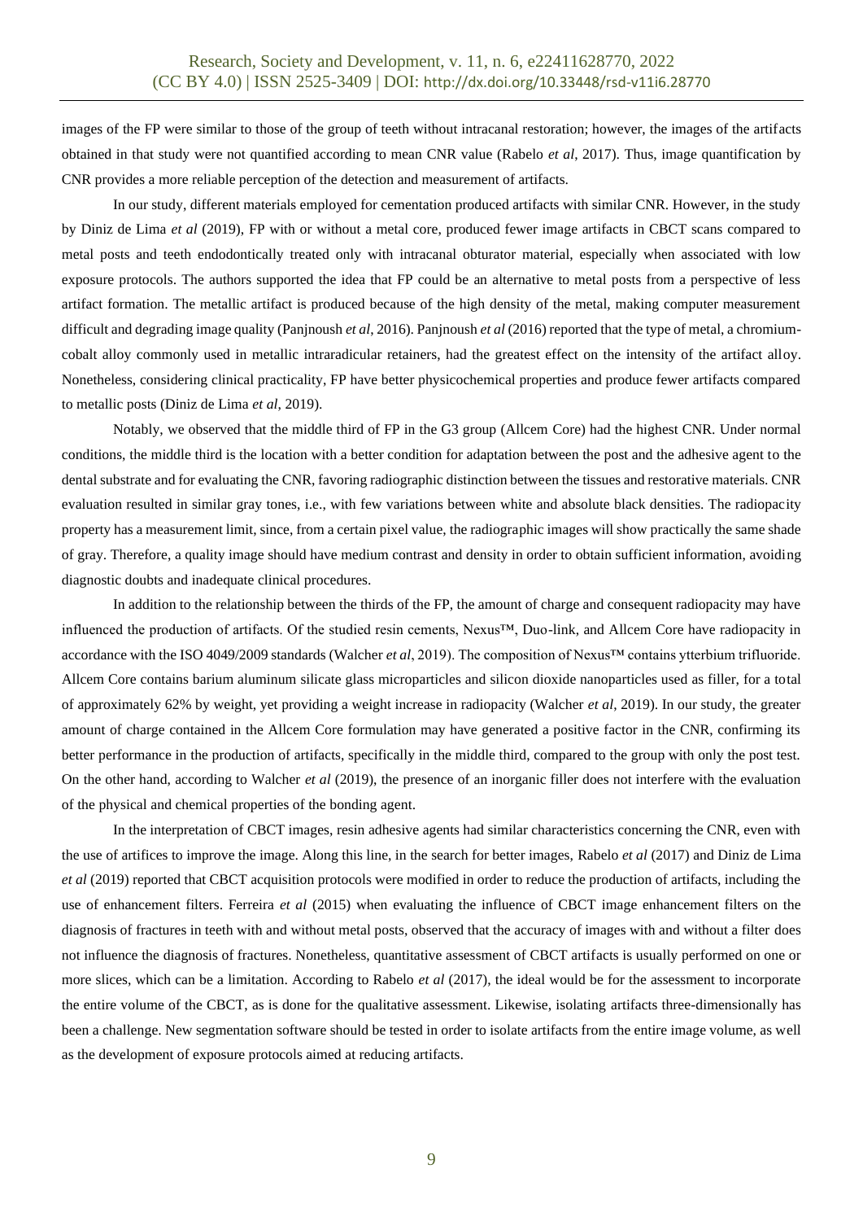images of the FP were similar to those of the group of teeth without intracanal restoration; however, the images of the artifacts obtained in that study were not quantified according to mean CNR value (Rabelo *et al*, 2017). Thus, image quantification by CNR provides a more reliable perception of the detection and measurement of artifacts.

In our study, different materials employed for cementation produced artifacts with similar CNR. However, in the study by Diniz de Lima *et al* (2019), FP with or without a metal core, produced fewer image artifacts in CBCT scans compared to metal posts and teeth endodontically treated only with intracanal obturator material, especially when associated with low exposure protocols. The authors supported the idea that FP could be an alternative to metal posts from a perspective of less artifact formation. The metallic artifact is produced because of the high density of the metal, making computer measurement difficult and degrading image quality (Panjnoush *et al*, 2016). Panjnoush *et al* (2016) reported that the type of metal, a chromium-cobalt alloy commonly used in metallic intraradicular retainers, had the greatest effect on the intensity of the artifact alloy. Nonetheless, considering clinical practicality, FP have better physicochemical properties and produce fewer artifacts compared to metallic posts (Diniz de Lima *et al*, 2019).

Notably, we observed that the middle third of FP in the G3 group (Allcem Core) had the highest CNR. Under normal conditions, the middle third is the location with a better condition for adaptation between the post and the adhesive agent to the dental substrate and for evaluating the CNR, favoring radiographic distinction between the tissues and restorative materials. CNR evaluation resulted in similar gray tones, i.e., with few variations between white and absolute black densities. The radiopacity property has a measurement limit, since, from a certain pixel value, the radiographic images will show practically the same shade of gray. Therefore, a quality image should have medium contrast and density in order to obtain sufficient information, avoiding diagnostic doubts and inadequate clinical procedures.

In addition to the relationship between the thirds of the FP, the amount of charge and consequent radiopacity may have influenced the production of artifacts. Of the studied resin cements, Nexus™, Duo-link, and Allcem Core have radiopacity in accordance with the ISO 4049/2009 standards (Walcher *et al*, 2019). The composition of Nexus™ contains ytterbium trifluoride. Allcem Core contains barium aluminum silicate glass microparticles and silicon dioxide nanoparticles used as filler, for a total of approximately 62% by weight, yet providing a weight increase in radiopacity (Walcher *et al*, 2019). In our study, the greater amount of charge contained in the Allcem Core formulation may have generated a positive factor in the CNR, confirming its better performance in the production of artifacts, specifically in the middle third, compared to the group with only the post test. On the other hand, according to Walcher *et al* (2019), the presence of an inorganic filler does not interfere with the evaluation of the physical and chemical properties of the bonding agent.

In the interpretation of CBCT images, resin adhesive agents had similar characteristics concerning the CNR, even with the use of artifices to improve the image. Along this line, in the search for better images, Rabelo *et al* (2017) and Diniz de Lima *et al* (2019) reported that CBCT acquisition protocols were modified in order to reduce the production of artifacts, including the use of enhancement filters. Ferreira *et al* (2015) when evaluating the influence of CBCT image enhancement filters on the diagnosis of fractures in teeth with and without metal posts, observed that the accuracy of images with and without a filter does not influence the diagnosis of fractures. Nonetheless, quantitative assessment of CBCT artifacts is usually performed on one or more slices, which can be a limitation. According to Rabelo *et al* (2017), the ideal would be for the assessment to incorporate the entire volume of the CBCT, as is done for the qualitative assessment. Likewise, isolating artifacts three-dimensionally has been a challenge. New segmentation software should be tested in order to isolate artifacts from the entire image volume, as well as the development of exposure protocols aimed at reducing artifacts.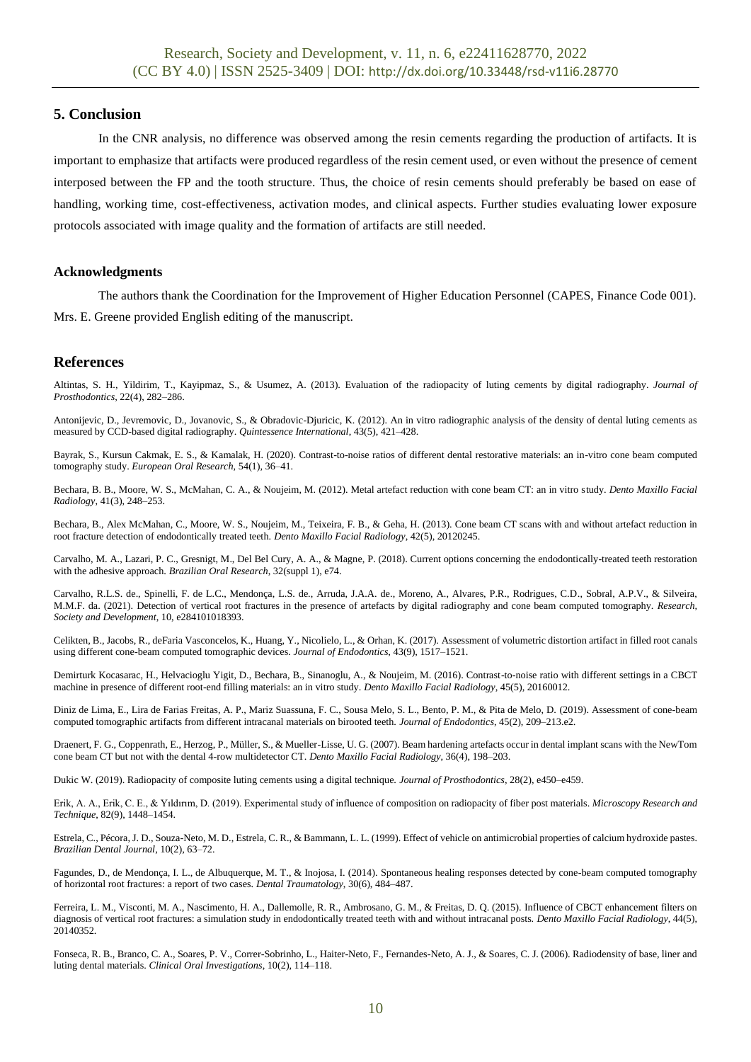## 5. Conclusion

In the CNR analysis, no difference was observed among the resin cements regarding the production of artifacts. It is important to emphasize that artifacts were produced regardless of the resin cement used, or even without the presence of cement interposed between the FP and the tooth structure. Thus, the choice of resin cements should preferably be based on ease of handling, working time, cost-effectiveness, activation modes, and clinical aspects. Further studies evaluating lower exposure protocols associated with image quality and the formation of artifacts are still needed.

### Acknowledgments

The authors thank the Coordination for the Improvement of Higher Education Personnel (CAPES, Finance Code 001). Mrs. E. Greene provided English editing of the manuscript.

## References

Altintas, S. H., Yildirim, T., Kayipmaz, S., & Usumez, A. (2013). Evaluation of the radiopacity of luting cements by digital radiography. *Journal of Prosthodontics*, 22(4), 282–286.

Antonijevic, D., Jevremovic, D., Jovanovic, S., & Obradovic-Djuricic, K. (2012). An in vitro radiographic analysis of the density of dental luting cements as measured by CCD-based digital radiography. *Quintessence International*, 43(5), 421–428.

Bayrak, S., Kursun Cakmak, E. S., & Kamalak, H. (2020). Contrast-to-noise ratios of different dental restorative materials: an in-vitro cone beam computed tomography study. *European Oral Research*, 54(1), 36–41.

Bechara, B. B., Moore, W. S., McMahan, C. A., & Noujeim, M. (2012). Metal artefact reduction with cone beam CT: an in vitro study. *Dento Maxillo Facial Radiology*, 41(3), 248–253.

Bechara, B., Alex McMahan, C., Moore, W. S., Noujeim, M., Teixeira, F. B., & Geha, H. (2013). Cone beam CT scans with and without artefact reduction in root fracture detection of endodontically treated teeth. *Dento Maxillo Facial Radiology*, 42(5), 20120245.

Carvalho, M. A., Lazari, P. C., Gresnigt, M., Del Bel Cury, A. A., & Magne, P. (2018). Current options concerning the endodontically-treated teeth restoration with the adhesive approach. *Brazilian Oral Research*, 32(suppl 1), e74.

Carvalho, R.L.S. de., Spinelli, F. de L.C., Mendonça, L.S. de., Arruda, J.A.A. de., Moreno, A., Alvares, P.R., Rodrigues, C.D., Sobral, A.P.V., & Silveira, M.M.F. da. (2021). Detection of vertical root fractures in the presence of artefacts by digital radiography and cone beam computed tomography. *Research, Society and Development*, 10, e284101018393.

Celikten, B., Jacobs, R., deFaria Vasconcelos, K., Huang, Y., Nicolielo, L., & Orhan, K. (2017). Assessment of volumetric distortion artifact in filled root canals using different cone-beam computed tomographic devices. *Journal of Endodontics*, 43(9), 1517–1521.

Demirturk Kocasarac, H., Helvacioglu Yigit, D., Bechara, B., Sinanoglu, A., & Noujeim, M. (2016). Contrast-to-noise ratio with different settings in a CBCT machine in presence of different root-end filling materials: an in vitro study. *Dento Maxillo Facial Radiology*, 45(5), 20160012.

Diniz de Lima, E., Lira de Farias Freitas, A. P., Mariz Suassuna, F. C., Sousa Melo, S. L., Bento, P. M., & Pita de Melo, D. (2019). Assessment of cone-beam computed tomographic artifacts from different intracanal materials on birooted teeth. *Journal of Endodontics*, 45(2), 209–213.e2.

Draenert, F. G., Coppenrath, E., Herzog, P., Müller, S., & Mueller-Lisse, U. G. (2007). Beam hardening artefacts occur in dental implant scans with the NewTom cone beam CT but not with the dental 4-row multidetector CT. *Dento Maxillo Facial Radiology*, 36(4), 198–203.

Dukic W. (2019). Radiopacity of composite luting cements using a digital technique. *Journal of Prosthodontics*, 28(2), e450–e459.

Erik, A. A., Erik, C. E., & Yıldırım, D. (2019). Experimental study of influence of composition on radiopacity of fiber post materials. *Microscopy Research and Technique*, 82(9), 1448–1454.

Estrela, C., Pécora, J. D., Souza-Neto, M. D., Estrela, C. R., & Bammann, L. L. (1999). Effect of vehicle on antimicrobial properties of calcium hydroxide pastes. *Brazilian Dental Journal*, 10(2), 63–72.

Fagundes, D., de Mendonça, I. L., de Albuquerque, M. T., & Inojosa, I. (2014). Spontaneous healing responses detected by cone-beam computed tomography of horizontal root fractures: a report of two cases. *Dental Traumatology*, 30(6), 484–487.

Ferreira, L. M., Visconti, M. A., Nascimento, H. A., Dallemolle, R. R., Ambrosano, G. M., & Freitas, D. Q. (2015). Influence of CBCT enhancement filters on diagnosis of vertical root fractures: a simulation study in endodontically treated teeth with and without intracanal posts. *Dento Maxillo Facial Radiology*, 44(5), 20140352.

Fonseca, R. B., Branco, C. A., Soares, P. V., Correr-Sobrinho, L., Haiter-Neto, F., Fernandes-Neto, A. J., & Soares, C. J. (2006). Radiodensity of base, liner and luting dental materials. *Clinical Oral Investigations*, 10(2), 114–118.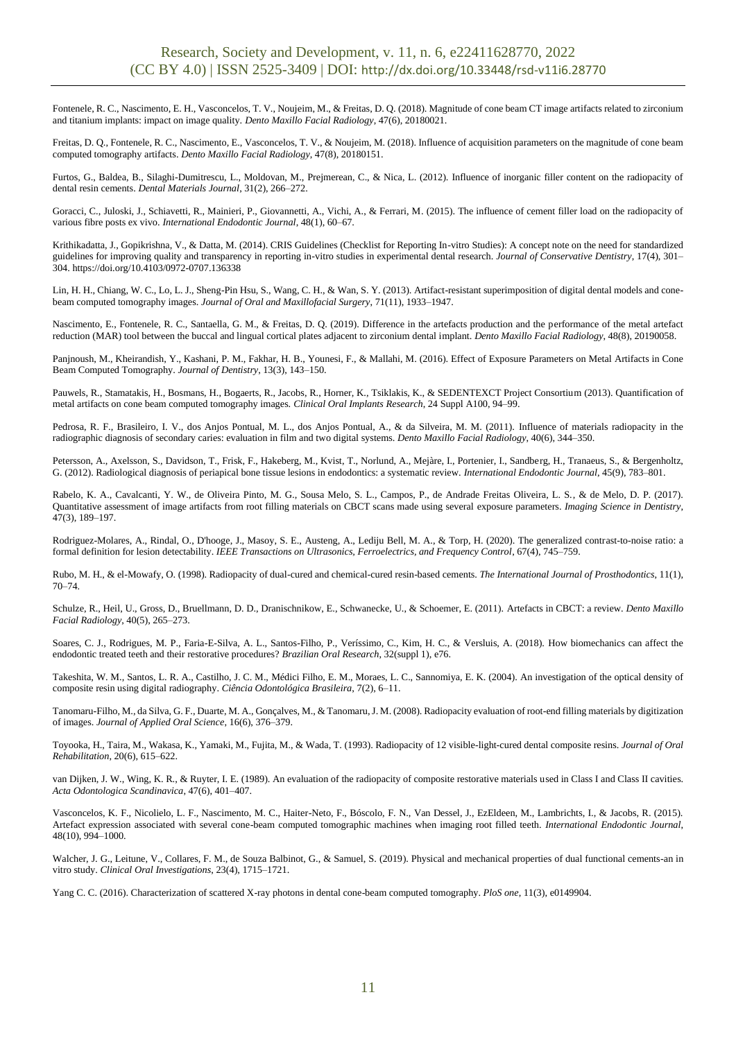Fontenele, R. C., Nascimento, E. H., Vasconcelos, T. V., Noujeim, M., & Freitas, D. Q. (2018). Magnitude of cone beam CT image artifacts related to zirconium and titanium implants: impact on image quality. *Dento Maxillo Facial Radiology*, 47(6), 20180021.

Freitas, D. Q., Fontenele, R. C., Nascimento, E., Vasconcelos, T. V., & Noujeim, M. (2018). Influence of acquisition parameters on the magnitude of cone beam computed tomography artifacts. *Dento Maxillo Facial Radiology*, 47(8), 20180151.

Furtos, G., Baldea, B., Silaghi-Dumitrescu, L., Moldovan, M., Prejmerean, C., & Nica, L. (2012). Influence of inorganic filler content on the radiopacity of dental resin cements. *Dental Materials Journal*, 31(2), 266–272.

Goracci, C., Juloski, J., Schiavetti, R., Mainieri, P., Giovannetti, A., Vichi, A., & Ferrari, M. (2015). The influence of cement filler load on the radiopacity of various fibre posts ex vivo. *International Endodontic Journal*, 48(1), 60–67.

Krithikadatta, J., Gopikrishna, V., & Datta, M. (2014). CRIS Guidelines (Checklist for Reporting In-vitro Studies): A concept note on the need for standardized guidelines for improving quality and transparency in reporting in-vitro studies in experimental dental research. *Journal of Conservative Dentistry*, 17(4), 301–304. https://doi.org/10.4103/0972-0707.136338

Lin, H. H., Chiang, W. C., Lo, L. J., Sheng-Pin Hsu, S., Wang, C. H., & Wan, S. Y. (2013). Artifact-resistant superimposition of digital dental models and cone-beam computed tomography images. *Journal of Oral and Maxillofacial Surgery*, 71(11), 1933–1947.

Nascimento, E., Fontenele, R. C., Santaella, G. M., & Freitas, D. Q. (2019). Difference in the artefacts production and the performance of the metal artefact reduction (MAR) tool between the buccal and lingual cortical plates adjacent to zirconium dental implant. *Dento Maxillo Facial Radiology*, 48(8), 20190058.

Panjnoush, M., Kheirandish, Y., Kashani, P. M., Fakhar, H. B., Younesi, F., & Mallahi, M. (2016). Effect of Exposure Parameters on Metal Artifacts in Cone Beam Computed Tomography. *Journal of Dentistry*, 13(3), 143–150.

Pauwels, R., Stamatakis, H., Bosmans, H., Bogaerts, R., Jacobs, R., Horner, K., Tsiklakis, K., & SEDENTEXCT Project Consortium (2013). Quantification of metal artifacts on cone beam computed tomography images. *Clinical Oral Implants Research*, 24 Suppl A100, 94–99.

Pedrosa, R. F., Brasileiro, I. V., dos Anjos Pontual, M. L., dos Anjos Pontual, A., & da Silveira, M. M. (2011). Influence of materials radiopacity in the radiographic diagnosis of secondary caries: evaluation in film and two digital systems. *Dento Maxillo Facial Radiology*, 40(6), 344–350.

Petersson, A., Axelsson, S., Davidson, T., Frisk, F., Hakeberg, M., Kvist, T., Norlund, A., Mejàre, I., Portenier, I., Sandberg, H., Tranaeus, S., & Bergenholtz, G. (2012). Radiological diagnosis of periapical bone tissue lesions in endodontics: a systematic review. *International Endodontic Journal*, 45(9), 783–801.

Rabelo, K. A., Cavalcanti, Y. W., de Oliveira Pinto, M. G., Sousa Melo, S. L., Campos, P., de Andrade Freitas Oliveira, L. S., & de Melo, D. P. (2017). Quantitative assessment of image artifacts from root filling materials on CBCT scans made using several exposure parameters. *Imaging Science in Dentistry*, 47(3), 189–197.

Rodriguez-Molares, A., Rindal, O., D'hooge, J., Masoy, S. E., Austeng, A., Lediju Bell, M. A., & Torp, H. (2020). The generalized contrast-to-noise ratio: a formal definition for lesion detectability. *IEEE Transactions on Ultrasonics, Ferroelectrics, and Frequency Control*, 67(4), 745–759.

Rubo, M. H., & el-Mowafy, O. (1998). Radiopacity of dual-cured and chemical-cured resin-based cements. *The International Journal of Prosthodontics*, 11(1), 70–74.

Schulze, R., Heil, U., Gross, D., Bruellmann, D. D., Dranischnikow, E., Schwanecke, U., & Schoemer, E. (2011). Artefacts in CBCT: a review. *Dento Maxillo Facial Radiology*, 40(5), 265–273.

Soares, C. J., Rodrigues, M. P., Faria-E-Silva, A. L., Santos-Filho, P., Veríssimo, C., Kim, H. C., & Versluis, A. (2018). How biomechanics can affect the endodontic treated teeth and their restorative procedures? *Brazilian Oral Research*, 32(suppl 1), e76.

Takeshita, W. M., Santos, L. R. A., Castilho, J. C. M., Médici Filho, E. M., Moraes, L. C., Sannomiya, E. K. (2004). An investigation of the optical density of composite resin using digital radiography. *Ciência Odontológica Brasileira*, 7(2), 6–11.

Tanomaru-Filho, M., da Silva, G. F., Duarte, M. A., Gonçalves, M., & Tanomaru, J. M. (2008). Radiopacity evaluation of root-end filling materials by digitization of images. *Journal of Applied Oral Science*, 16(6), 376–379.

Toyooka, H., Taira, M., Wakasa, K., Yamaki, M., Fujita, M., & Wada, T. (1993). Radiopacity of 12 visible-light-cured dental composite resins. *Journal of Oral Rehabilitation*, 20(6), 615–622.

van Dijken, J. W., Wing, K. R., & Ruyter, I. E. (1989). An evaluation of the radiopacity of composite restorative materials used in Class I and Class II cavities. *Acta Odontologica Scandinavica*, 47(6), 401–407.

Vasconcelos, K. F., Nicolielo, L. F., Nascimento, M. C., Haiter-Neto, F., Bóscolo, F. N., Van Dessel, J., EzEldeen, M., Lambrichts, I., & Jacobs, R. (2015). Artefact expression associated with several cone-beam computed tomographic machines when imaging root filled teeth. *International Endodontic Journal*, 48(10), 994–1000.

Walcher, J. G., Leitune, V., Collares, F. M., de Souza Balbinot, G., & Samuel, S. (2019). Physical and mechanical properties of dual functional cements-an in vitro study. *Clinical Oral Investigations*, 23(4), 1715–1721.

Yang C. C. (2016). Characterization of scattered X-ray photons in dental cone-beam computed tomography. *PloS one*, 11(3), e0149904.